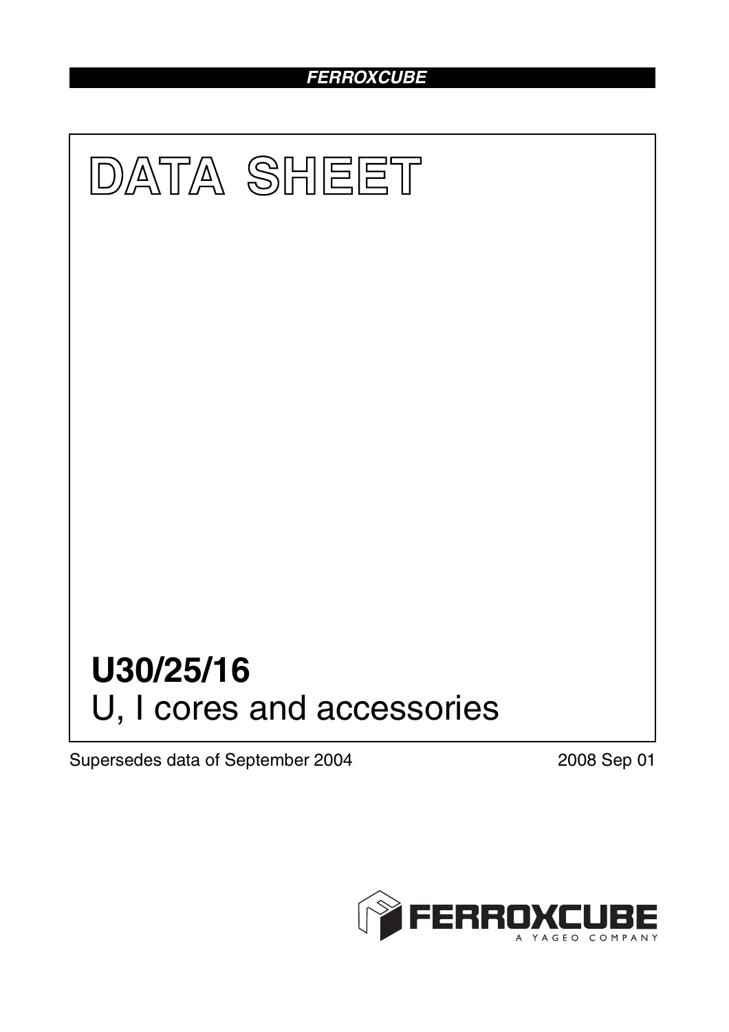FERROXCUBE

# DATA SHEET

# U30/25/16

U, I cores and accessories

Supersedes data of September 2004

2008 Sep 01

FERROXCUBE
A YAGEO COMPANY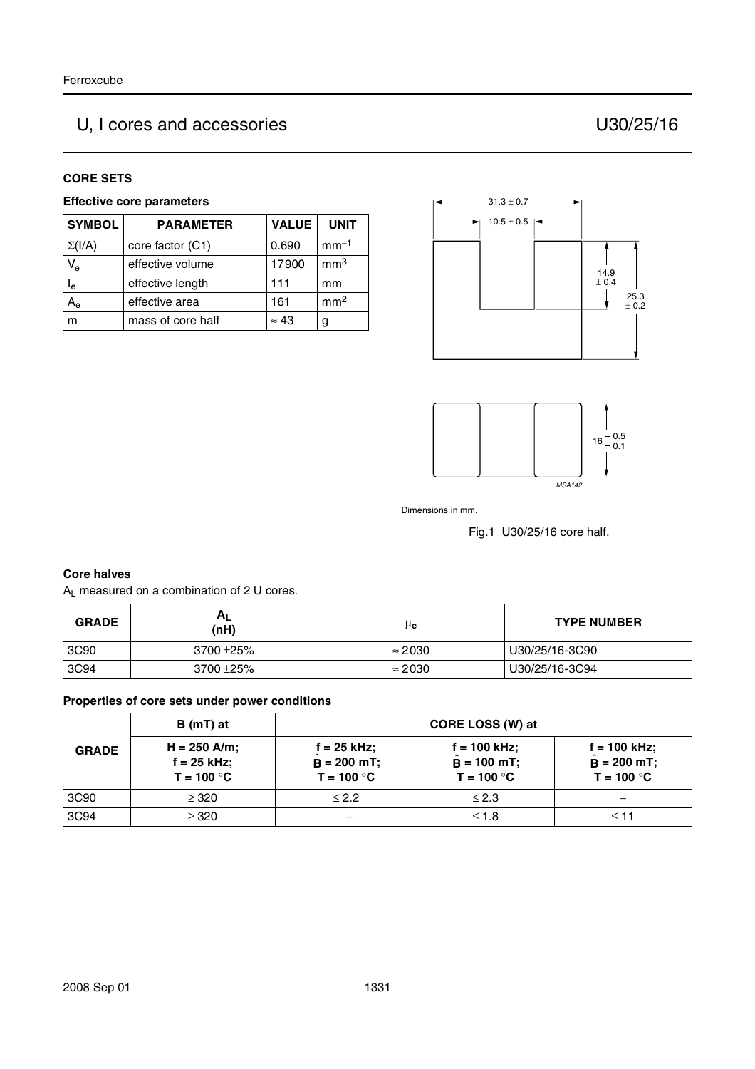## U, I cores and accessories — U30/25/16

### CORE SETS

#### Effective core parameters

| SYMBOL | PARAMETER | VALUE | UNIT |
|---|---|---|---|
| $\Sigma(I/A)$ | core factor (C1) | 0.690 | $mm^{-1}$ |
| $V_e$ | effective volume | 17900 | $mm^3$ |
| $l_e$ | effective length | 111 | mm |
| $A_e$ | effective area | 161 | $mm^2$ |
| m | mass of core half | ≈ 43 | g |

31.3 ± 0.7

10.5 ± 0.5

14.9 ± 0.4

25.3 ± 0.2

$16 {}^{+0.5}_{-0.1}$

MSA142

Dimensions in mm.

Fig.1 U30/25/16 core half.

### Core halves

$A_L$ measured on a combination of 2 U cores.

| GRADE | $A_L$ (nH) | $\mu_e$ | TYPE NUMBER |
|---|---|---|---|
| 3C90 | 3700 ±25% | ≈ 2030 | U30/25/16-3C90 |
| 3C94 | 3700 ±25% | ≈ 2030 | U30/25/16-3C94 |

### Properties of core sets under power conditions

| GRADE | B (mT) at | CORE LOSS (W) at | | |
|---|---|---|---|---|
| | H = 250 A/m; f = 25 kHz; T = 100 °C | f = 25 kHz; $\hat{B}$ = 200 mT; T = 100 °C | f = 100 kHz; $\hat{B}$ = 100 mT; T = 100 °C | f = 100 kHz; $\hat{B}$ = 200 mT; T = 100 °C |
| 3C90 | ≥ 320 | ≤ 2.2 | ≤ 2.3 | − |
| 3C94 | ≥ 320 | − | ≤ 1.8 | ≤ 11 |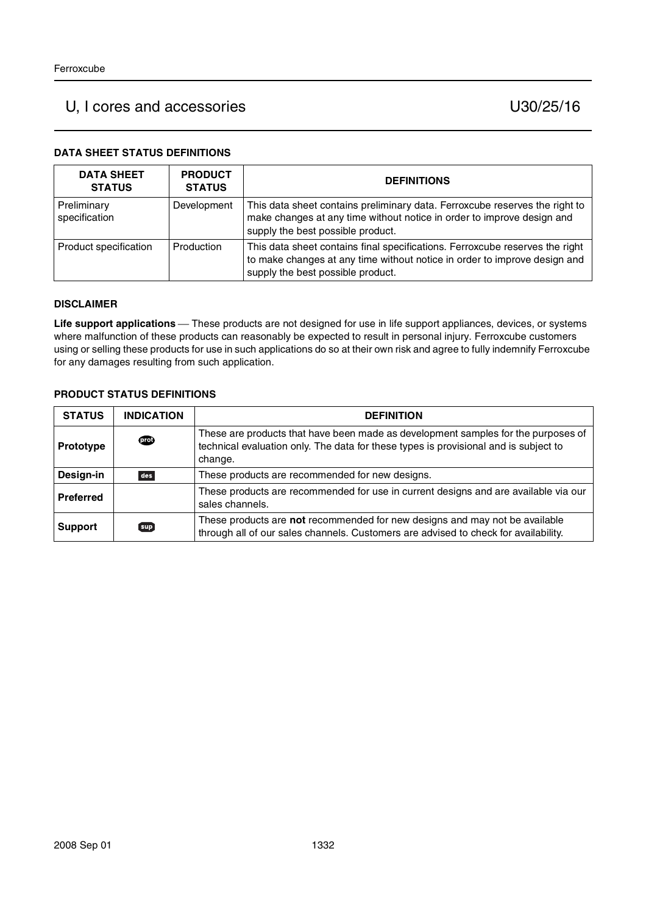## DATA SHEET STATUS DEFINITIONS

| DATA SHEET STATUS | PRODUCT STATUS | DEFINITIONS |
| --- | --- | --- |
| Preliminary specification | Development | This data sheet contains preliminary data. Ferroxcube reserves the right to make changes at any time without notice in order to improve design and supply the best possible product. |
| Product specification | Production | This data sheet contains final specifications. Ferroxcube reserves the right to make changes at any time without notice in order to improve design and supply the best possible product. |

## DISCLAIMER

**Life support applications** — These products are not designed for use in life support appliances, devices, or systems where malfunction of these products can reasonably be expected to result in personal injury. Ferroxcube customers using or selling these products for use in such applications do so at their own risk and agree to fully indemnify Ferroxcube for any damages resulting from such application.

## PRODUCT STATUS DEFINITIONS

| STATUS | INDICATION | DEFINITION |
| --- | --- | --- |
| **Prototype** | prot | These are products that have been made as development samples for the purposes of technical evaluation only. The data for these types is provisional and is subject to change. |
| **Design-in** | des | These products are recommended for new designs. |
| **Preferred** | | These products are recommended for use in current designs and are available via our sales channels. |
| **Support** | sup | These products are **not** recommended for new designs and may not be available through all of our sales channels. Customers are advised to check for availability. |